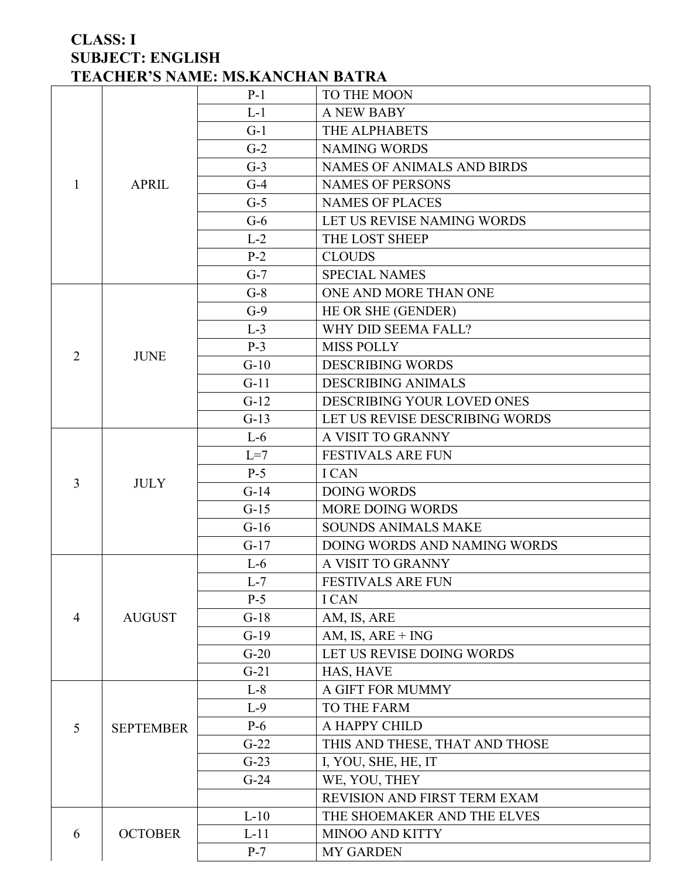**CLASS: I**
**SUBJECT: ENGLISH**
**TEACHER'S NAME: MS.KANCHAN BATRA**

| | | | |
|---|---|---|---|
| 1 | APRIL | P-1 | TO THE MOON |
| | | L-1 | A NEW BABY |
| | | G-1 | THE ALPHABETS |
| | | G-2 | NAMING WORDS |
| | | G-3 | NAMES OF ANIMALS AND BIRDS |
| | | G-4 | NAMES OF PERSONS |
| | | G-5 | NAMES OF PLACES |
| | | G-6 | LET US REVISE NAMING WORDS |
| | | L-2 | THE LOST SHEEP |
| | | P-2 | CLOUDS |
| | | G-7 | SPECIAL NAMES |
| 2 | JUNE | G-8 | ONE AND MORE THAN ONE |
| | | G-9 | HE OR SHE (GENDER) |
| | | L-3 | WHY DID SEEMA FALL? |
| | | P-3 | MISS POLLY |
| | | G-10 | DESCRIBING WORDS |
| | | G-11 | DESCRIBING ANIMALS |
| | | G-12 | DESCRIBING YOUR LOVED ONES |
| | | G-13 | LET US REVISE DESCRIBING WORDS |
| 3 | JULY | L-6 | A VISIT TO GRANNY |
| | | L=7 | FESTIVALS ARE FUN |
| | | P-5 | I CAN |
| | | G-14 | DOING WORDS |
| | | G-15 | MORE DOING WORDS |
| | | G-16 | SOUNDS ANIMALS MAKE |
| | | G-17 | DOING WORDS AND NAMING WORDS |
| 4 | AUGUST | L-6 | A VISIT TO GRANNY |
| | | L-7 | FESTIVALS ARE FUN |
| | | P-5 | I CAN |
| | | G-18 | AM, IS, ARE |
| | | G-19 | AM, IS, ARE + ING |
| | | G-20 | LET US REVISE DOING WORDS |
| | | G-21 | HAS, HAVE |
| 5 | SEPTEMBER | L-8 | A GIFT FOR MUMMY |
| | | L-9 | TO THE FARM |
| | | P-6 | A HAPPY CHILD |
| | | G-22 | THIS AND THESE, THAT AND THOSE |
| | | G-23 | I, YOU, SHE, HE, IT |
| | | G-24 | WE, YOU, THEY |
| | | | REVISION AND FIRST TERM EXAM |
| 6 | OCTOBER | L-10 | THE SHOEMAKER AND THE ELVES |
| | | L-11 | MINOO AND KITTY |
| | | P-7 | MY GARDEN |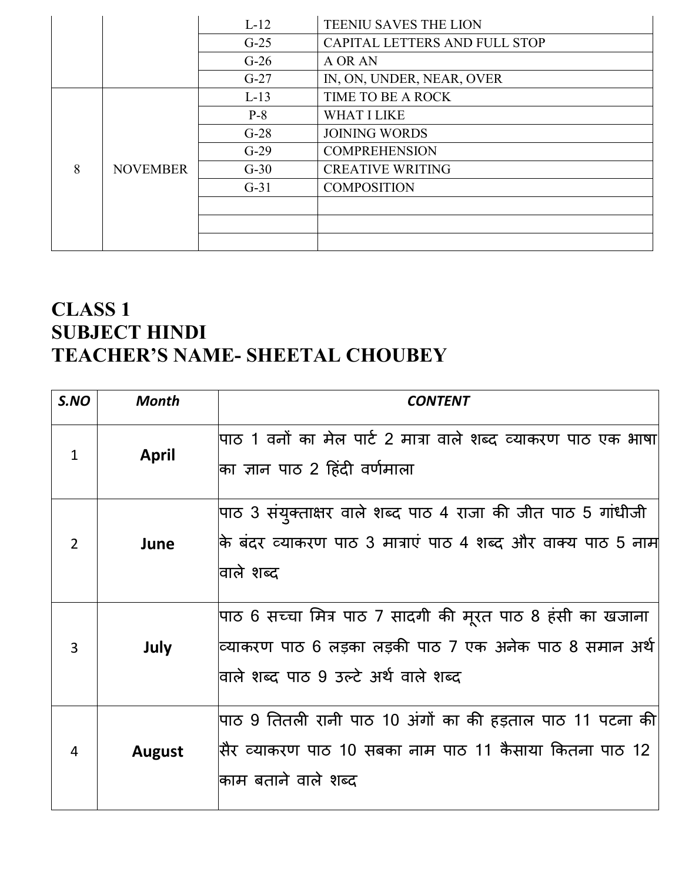| | | L-12 | TEENIU SAVES THE LION |
|---|---|---|---|
| | | G-25 | CAPITAL LETTERS AND FULL STOP |
| | | G-26 | A OR AN |
| | | G-27 | IN, ON, UNDER, NEAR, OVER |
| 8 | NOVEMBER | L-13 | TIME TO BE A ROCK |
| | | P-8 | WHAT I LIKE |
| | | G-28 | JOINING WORDS |
| | | G-29 | COMPREHENSION |
| | | G-30 | CREATIVE WRITING |
| | | G-31 | COMPOSITION |
| | | | |
| | | | |
| | | | |

## CLASS 1
## SUBJECT HINDI
## TEACHER'S NAME- SHEETAL CHOUBEY

| *S.NO* | *Month* | *CONTENT* |
|---|---|---|
| 1 | **April** | पाठ 1 वनों का मेल पार्ट 2 मात्रा वाले शब्द व्याकरण पाठ एक भाषा का ज्ञान पाठ 2 हिंदी वर्णमाला |
| 2 | **June** | पाठ 3 संयुक्ताक्षर वाले शब्द पाठ 4 राजा की जीत पाठ 5 गांधीजी के बंदर व्याकरण पाठ 3 मात्राएं पाठ 4 शब्द और वाक्य पाठ 5 नाम वाले शब्द |
| 3 | **July** | पाठ 6 सच्चा मित्र पाठ 7 सादगी की मूरत पाठ 8 हंसी का खजाना व्याकरण पाठ 6 लड़का लड़की पाठ 7 एक अनेक पाठ 8 समान अर्थ वाले शब्द पाठ 9 उल्टे अर्थ वाले शब्द |
| 4 | **August** | पाठ 9 तितली रानी पाठ 10 अंगों का की हड़ताल पाठ 11 पटना की सैर व्याकरण पाठ 10 सबका नाम पाठ 11 कैसाया कितना पाठ 12 काम बताने वाले शब्द |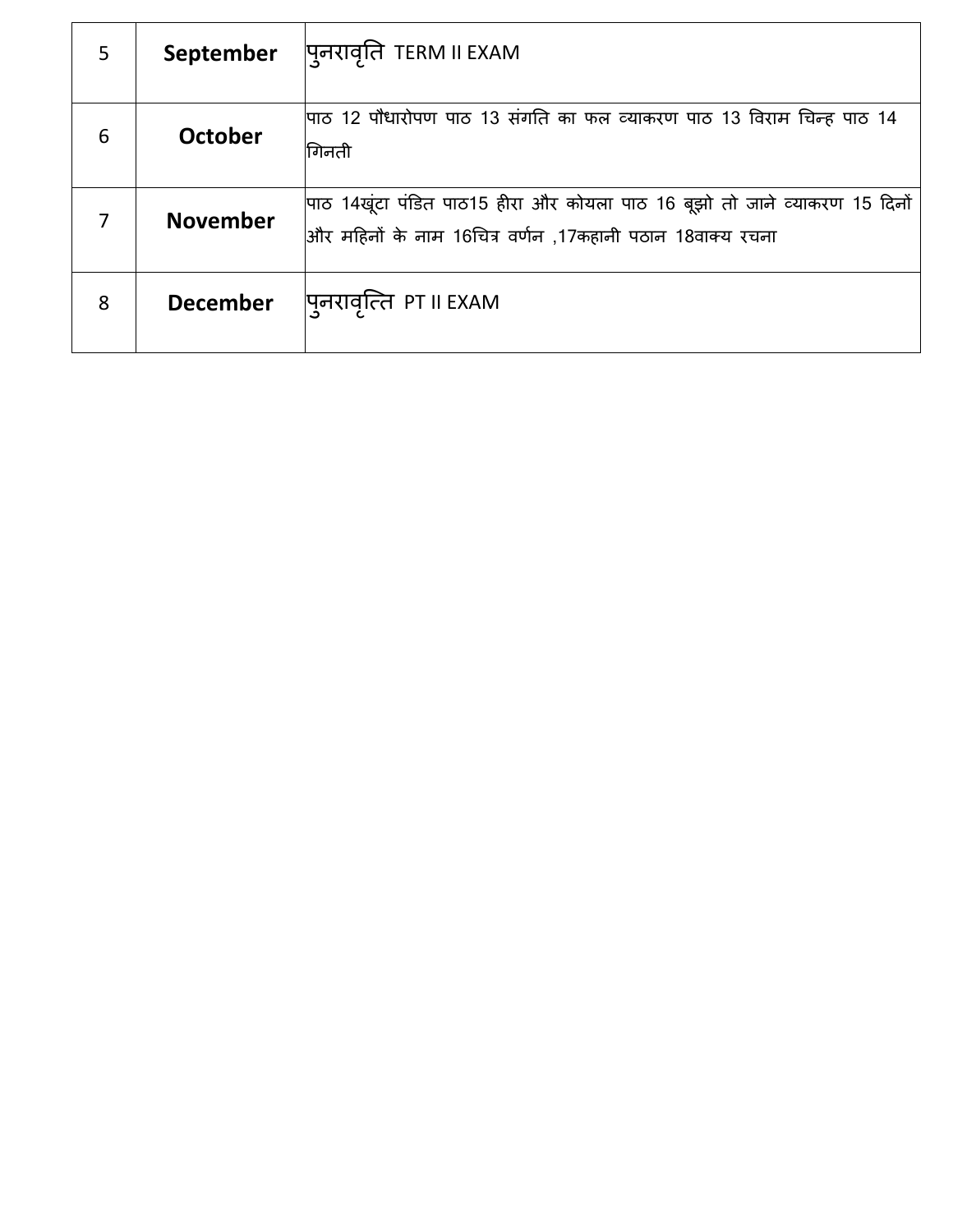| 5 | **September** | पुनरावृति TERM II EXAM |
|---|---|---|
| 6 | **October** | पाठ 12 पौधारोपण पाठ 13 संगति का फल व्याकरण पाठ 13 विराम चिन्ह पाठ 14 गिनती |
| 7 | **November** | पाठ 14खूंटा पंडित पाठ15 हीरा और कोयला पाठ 16 बूझो तो जाने व्याकरण 15 दिनों और महिनों के नाम 16चित्र वर्णन ,17कहानी पठान 18वाक्य रचना |
| 8 | **December** | पुनरावृत्ति PT II EXAM |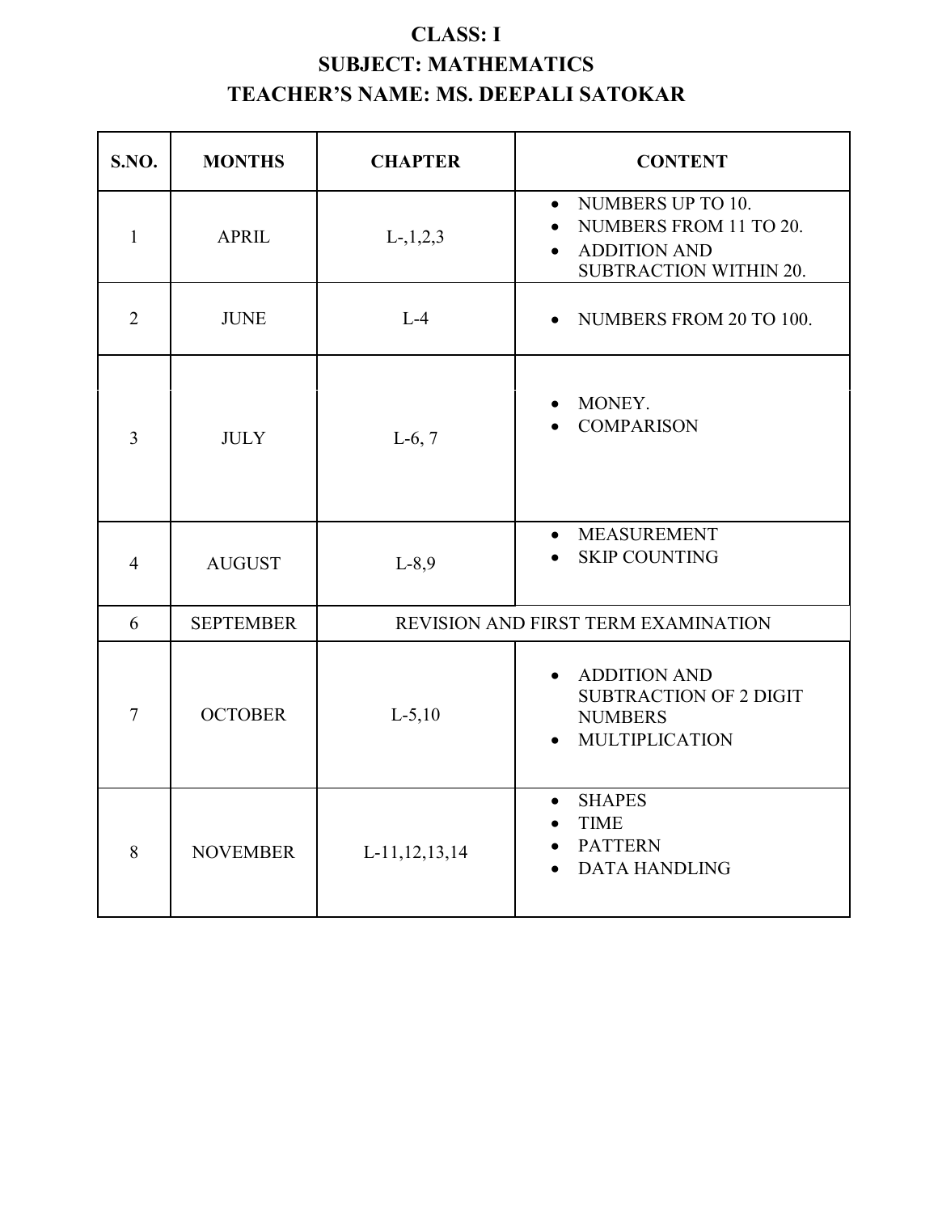# CLASS: I
## SUBJECT: MATHEMATICS
## TEACHER'S NAME: MS. DEEPALI SATOKAR

| S.NO. | MONTHS | CHAPTER | CONTENT |
|---|---|---|---|
| 1 | APRIL | L-,1,2,3 | • NUMBERS UP TO 10.<br>• NUMBERS FROM 11 TO 20.<br>• ADDITION AND SUBTRACTION WITHIN 20. |
| 2 | JUNE | L-4 | • NUMBERS FROM 20 TO 100. |
| 3 | JULY | L-6, 7 | • MONEY.<br>• COMPARISON |
| 4 | AUGUST | L-8,9 | • MEASUREMENT<br>• SKIP COUNTING |
| 6 | SEPTEMBER | REVISION AND FIRST TERM EXAMINATION | |
| 7 | OCTOBER | L-5,10 | • ADDITION AND SUBTRACTION OF 2 DIGIT NUMBERS<br>• MULTIPLICATION |
| 8 | NOVEMBER | L-11,12,13,14 | • SHAPES<br>• TIME<br>• PATTERN<br>• DATA HANDLING |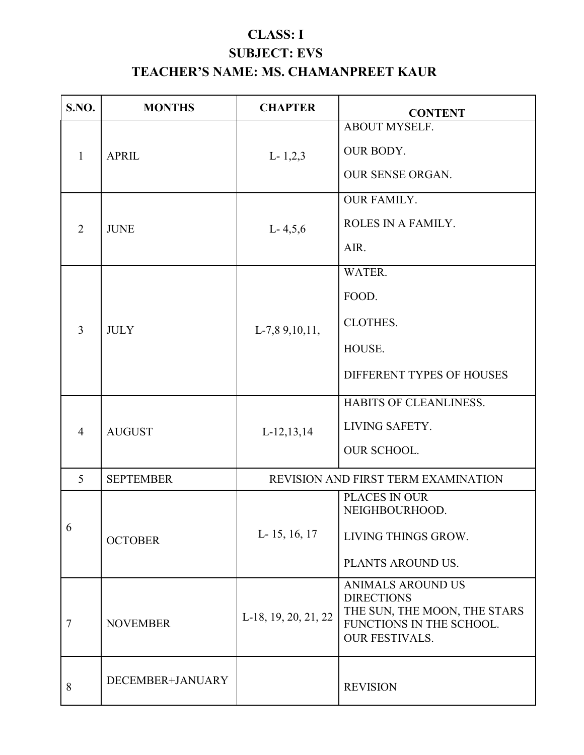# CLASS: I

## SUBJECT: EVS

## TEACHER'S NAME: MS. CHAMANPREET KAUR

| S.NO. | MONTHS | CHAPTER | CONTENT |
|---|---|---|---|
| 1 | APRIL | L- 1,2,3 | ABOUT MYSELF.<br>OUR BODY.<br>OUR SENSE ORGAN. |
| 2 | JUNE | L- 4,5,6 | OUR FAMILY.<br>ROLES IN A FAMILY.<br>AIR. |
| 3 | JULY | L-7,8 9,10,11, | WATER.<br>FOOD.<br>CLOTHES.<br>HOUSE.<br>DIFFERENT TYPES OF HOUSES |
| 4 | AUGUST | L-12,13,14 | HABITS OF CLEANLINESS.<br>LIVING SAFETY.<br>OUR SCHOOL. |
| 5 | SEPTEMBER | REVISION AND FIRST TERM EXAMINATION | |
| 6 | OCTOBER | L- 15, 16, 17 | PLACES IN OUR NEIGHBOURHOOD.<br>LIVING THINGS GROW.<br>PLANTS AROUND US. |
| 7 | NOVEMBER | L-18, 19, 20, 21, 22 | ANIMALS AROUND US<br>DIRECTIONS<br>THE SUN, THE MOON, THE STARS<br>FUNCTIONS IN THE SCHOOL.<br>OUR FESTIVALS. |
| 8 | DECEMBER+JANUARY | | REVISION |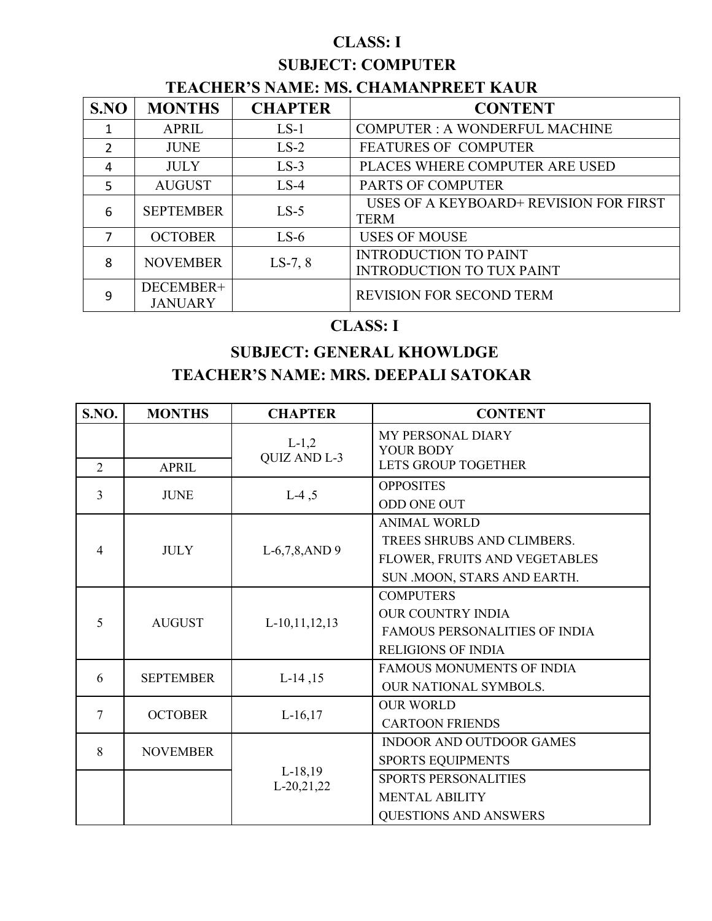# CLASS: I

## SUBJECT: COMPUTER

## TEACHER'S NAME: MS. CHAMANPREET KAUR

| S.NO | MONTHS | CHAPTER | CONTENT |
|---|---|---|---|
| 1 | APRIL | LS-1 | COMPUTER : A WONDERFUL MACHINE |
| 2 | JUNE | LS-2 | FEATURES OF COMPUTER |
| 4 | JULY | LS-3 | PLACES WHERE COMPUTER ARE USED |
| 5 | AUGUST | LS-4 | PARTS OF COMPUTER |
| 6 | SEPTEMBER | LS-5 | USES OF A KEYBOARD+ REVISION FOR FIRST TERM |
| 7 | OCTOBER | LS-6 | USES OF MOUSE |
| 8 | NOVEMBER | LS-7, 8 | INTRODUCTION TO PAINT<br>INTRODUCTION TO TUX PAINT |
| 9 | DECEMBER+ JANUARY | | REVISION FOR SECOND TERM |

# CLASS: I

## SUBJECT: GENERAL KHOWLDGE

## TEACHER'S NAME: MRS. DEEPALI SATOKAR

| S.NO. | MONTHS | CHAPTER | CONTENT |
|---|---|---|---|
| | | L-1,2<br>QUIZ AND L-3 | MY PERSONAL DIARY<br>YOUR BODY<br>LETS GROUP TOGETHER |
| 2 | APRIL | | |
| 3 | JUNE | L-4 ,5 | OPPOSITES<br>ODD ONE OUT |
| 4 | JULY | L-6,7,8,AND 9 | ANIMAL WORLD<br>TREES SHRUBS AND CLIMBERS.<br>FLOWER, FRUITS AND VEGETABLES<br>SUN .MOON, STARS AND EARTH. |
| 5 | AUGUST | L-10,11,12,13 | COMPUTERS<br>OUR COUNTRY INDIA<br>FAMOUS PERSONALITIES OF INDIA<br>RELIGIONS OF INDIA |
| 6 | SEPTEMBER | L-14 ,15 | FAMOUS MONUMENTS OF INDIA<br>OUR NATIONAL SYMBOLS. |
| 7 | OCTOBER | L-16,17 | OUR WORLD<br>CARTOON FRIENDS |
| 8 | NOVEMBER | L-18,19<br>L-20,21,22 | INDOOR AND OUTDOOR GAMES<br>SPORTS EQUIPMENTS |
| | | | SPORTS PERSONALITIES<br>MENTAL ABILITY<br>QUESTIONS AND ANSWERS |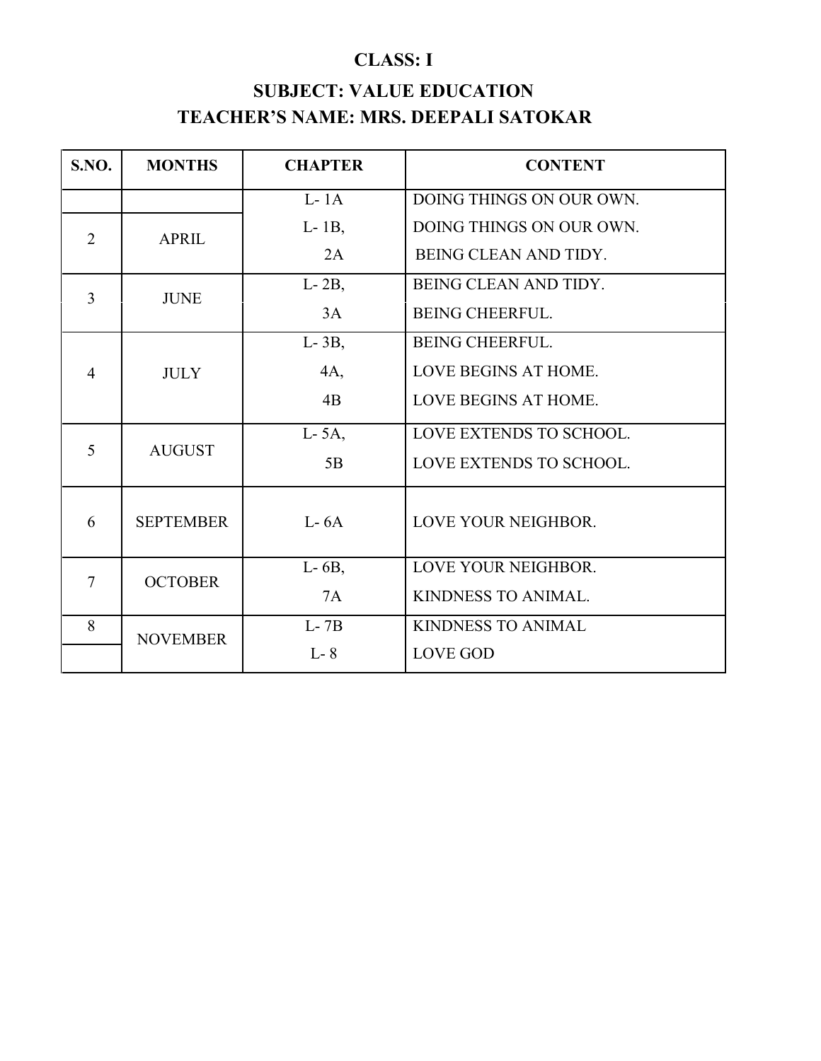**CLASS: I**

**SUBJECT: VALUE EDUCATION**

**TEACHER'S NAME: MRS. DEEPALI SATOKAR**

| S.NO. | MONTHS | CHAPTER | CONTENT |
|---|---|---|---|
| | | L- 1A | DOING THINGS ON OUR OWN. |
| 2 | APRIL | L- 1B,<br>2A | DOING THINGS ON OUR OWN.<br>BEING CLEAN AND TIDY. |
| 3 | JUNE | L- 2B,<br>3A | BEING CLEAN AND TIDY.<br>BEING CHEERFUL. |
| 4 | JULY | L- 3B,<br>4A,<br>4B | BEING CHEERFUL.<br>LOVE BEGINS AT HOME.<br>LOVE BEGINS AT HOME. |
| 5 | AUGUST | L- 5A,<br>5B | LOVE EXTENDS TO SCHOOL.<br>LOVE EXTENDS TO SCHOOL. |
| 6 | SEPTEMBER | L- 6A | LOVE YOUR NEIGHBOR. |
| 7 | OCTOBER | L- 6B,<br>7A | LOVE YOUR NEIGHBOR.<br>KINDNESS TO ANIMAL. |
| 8 | NOVEMBER | L- 7B<br>L- 8 | KINDNESS TO ANIMAL<br>LOVE GOD |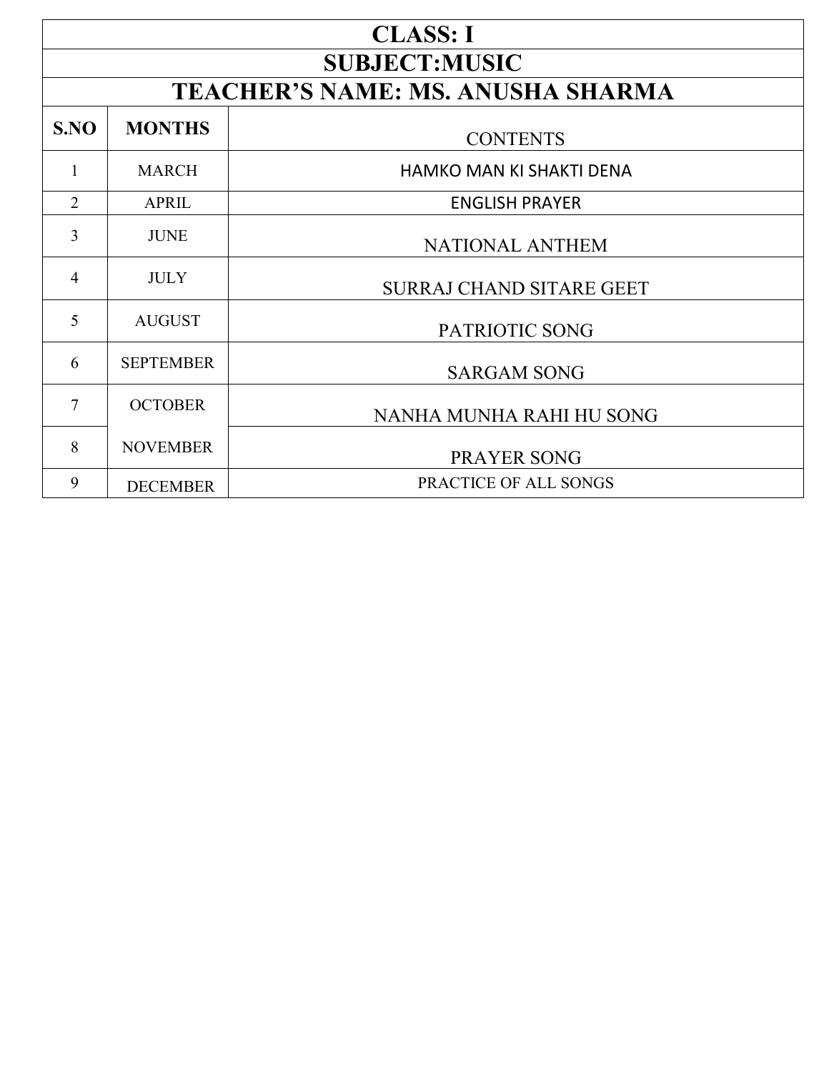# CLASS: I

## SUBJECT:MUSIC

## TEACHER'S NAME: MS. ANUSHA SHARMA

| S.NO | MONTHS | CONTENTS |
|---|---|---|
| 1 | MARCH | HAMKO MAN KI SHAKTI DENA |
| 2 | APRIL | ENGLISH PRAYER |
| 3 | JUNE | NATIONAL ANTHEM |
| 4 | JULY | SURRAJ CHAND SITARE GEET |
| 5 | AUGUST | PATRIOTIC SONG |
| 6 | SEPTEMBER | SARGAM SONG |
| 7 | OCTOBER | NANHA MUNHA RAHI HU SONG |
| 8 | NOVEMBER | PRAYER SONG |
| 9 | DECEMBER | PRACTICE OF ALL SONGS |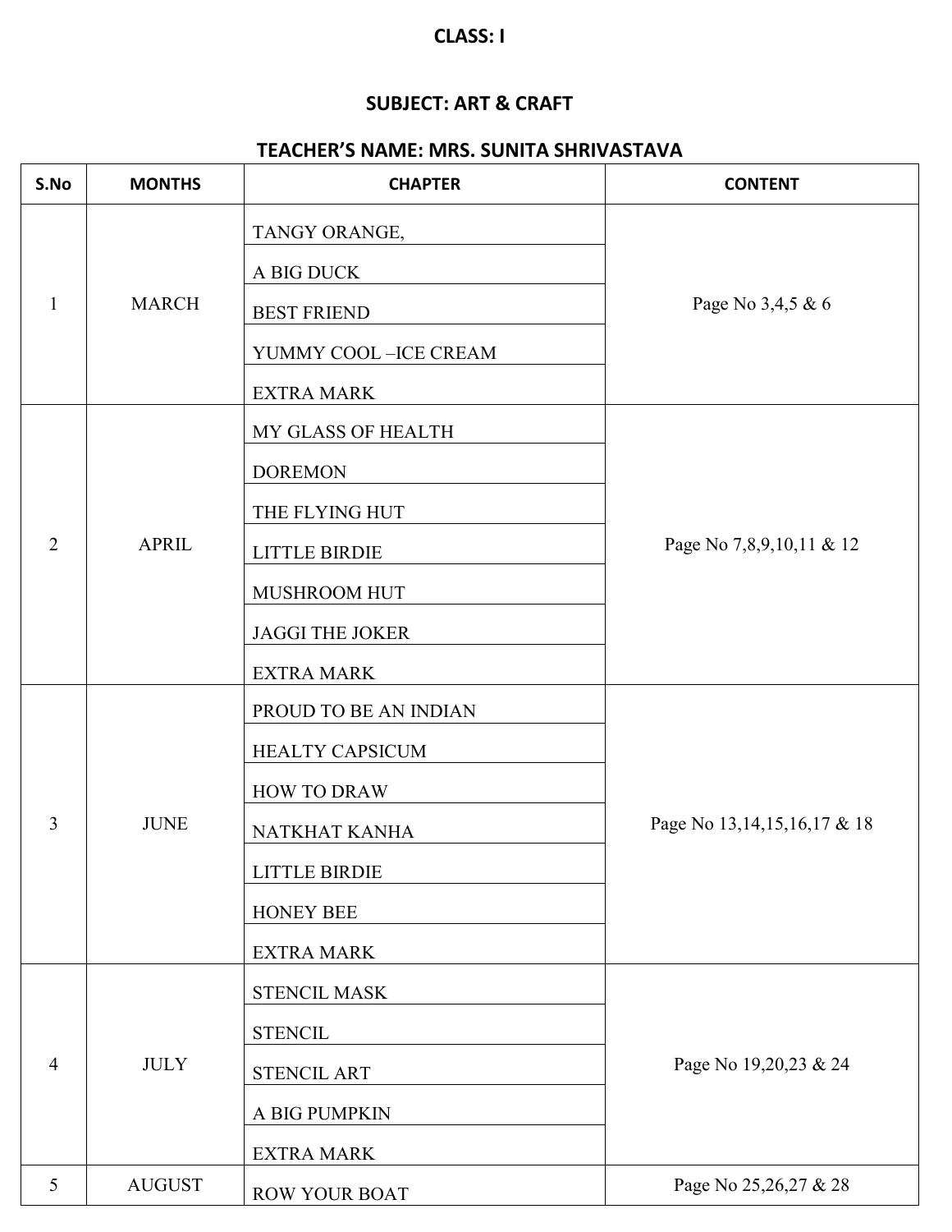**CLASS: I**

**SUBJECT: ART & CRAFT**

**TEACHER'S NAME: MRS. SUNITA SHRIVASTAVA**

| S.No | MONTHS | CHAPTER | CONTENT |
|---|---|---|---|
| 1 | MARCH | TANGY ORANGE,<br>A BIG DUCK<br>BEST FRIEND<br>YUMMY COOL –ICE CREAM<br>EXTRA MARK | Page No 3,4,5 & 6 |
| 2 | APRIL | MY GLASS OF HEALTH<br>DOREMON<br>THE FLYING HUT<br>LITTLE BIRDIE<br>MUSHROOM HUT<br>JAGGI THE JOKER<br>EXTRA MARK | Page No 7,8,9,10,11 & 12 |
| 3 | JUNE | PROUD TO BE AN INDIAN<br>HEALTY CAPSICUM<br>HOW TO DRAW<br>NATKHAT KANHA<br>LITTLE BIRDIE<br>HONEY BEE<br>EXTRA MARK | Page No 13,14,15,16,17 & 18 |
| 4 | JULY | STENCIL MASK<br>STENCIL<br>STENCIL ART<br>A BIG PUMPKIN<br>EXTRA MARK | Page No 19,20,23 & 24 |
| 5 | AUGUST | ROW YOUR BOAT | Page No 25,26,27 & 28 |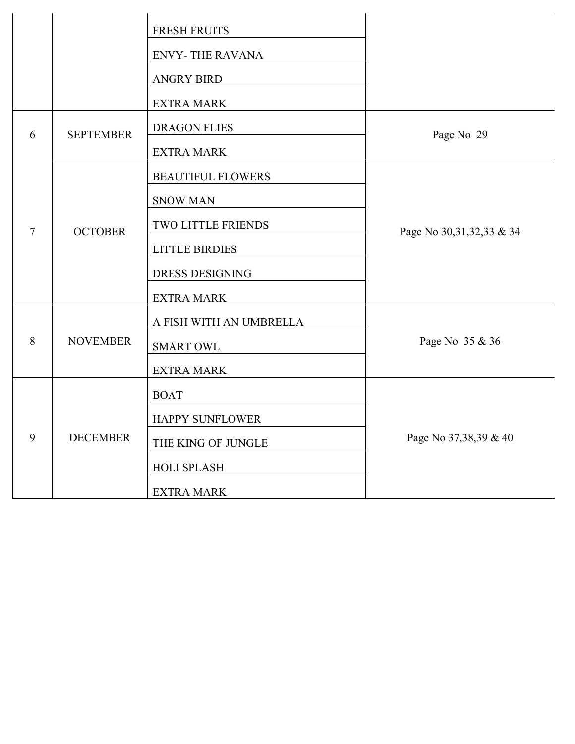| | | FRESH FRUITS | |
|---|---|---|---|
| | | ENVY- THE RAVANA | |
| | | ANGRY BIRD | |
| | | EXTRA MARK | |
| 6 | SEPTEMBER | DRAGON FLIES | Page No 29 |
| | | EXTRA MARK | |
| 7 | OCTOBER | BEAUTIFUL FLOWERS | Page No 30,31,32,33 & 34 |
| | | SNOW MAN | |
| | | TWO LITTLE FRIENDS | |
| | | LITTLE BIRDIES | |
| | | DRESS DESIGNING | |
| | | EXTRA MARK | |
| 8 | NOVEMBER | A FISH WITH AN UMBRELLA | Page No 35 & 36 |
| | | SMART OWL | |
| | | EXTRA MARK | |
| 9 | DECEMBER | BOAT | Page No 37,38,39 & 40 |
| | | HAPPY SUNFLOWER | |
| | | THE KING OF JUNGLE | |
| | | HOLI SPLASH | |
| | | EXTRA MARK | |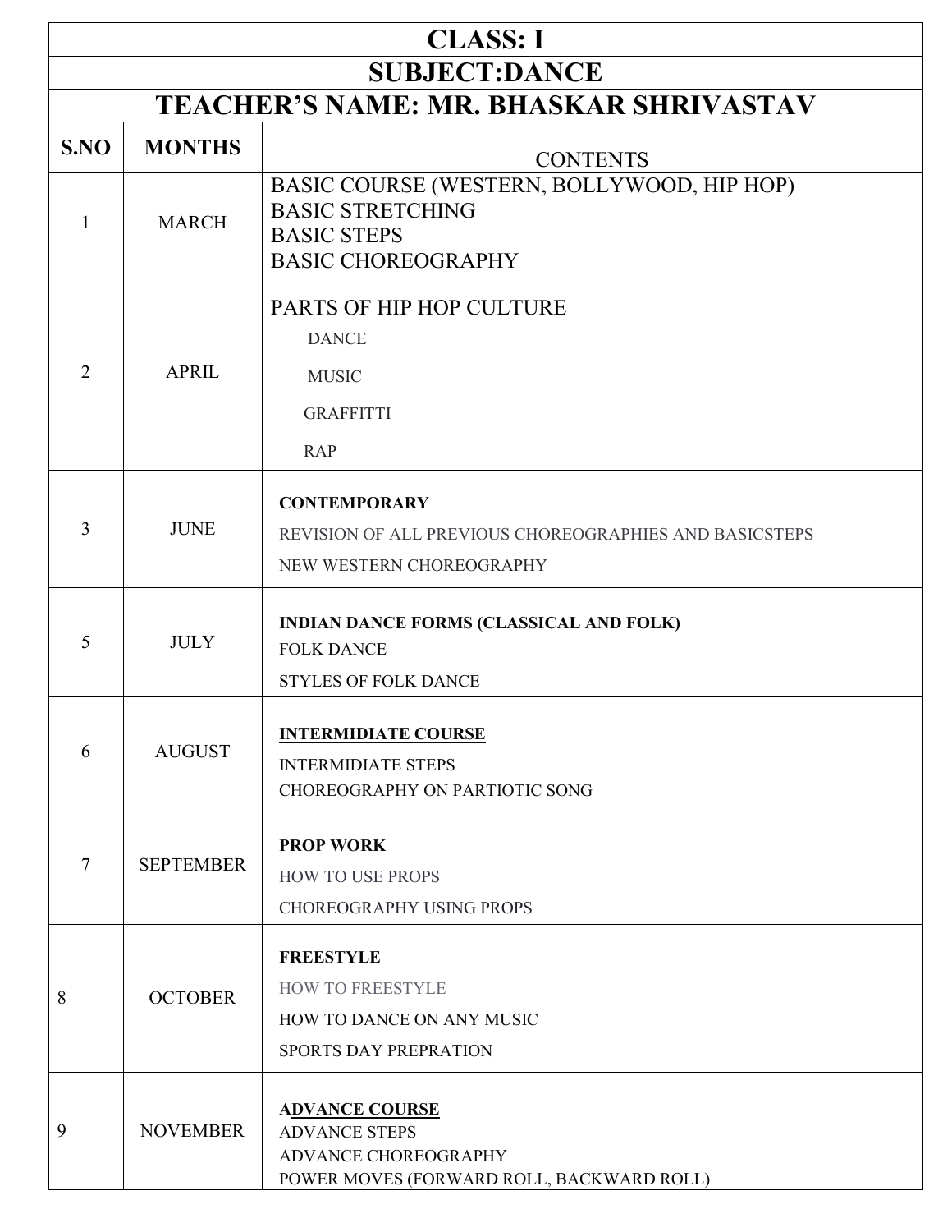| CLASS: I | | |
|---|---|---|
| **SUBJECT:DANCE** | | |
| **TEACHER'S NAME: MR. BHASKAR SHRIVASTAV** | | |
| **S.NO** | **MONTHS** | **CONTENTS** |
| 1 | MARCH | BASIC COURSE (WESTERN, BOLLYWOOD, HIP HOP)<br>BASIC STRETCHING<br>BASIC STEPS<br>BASIC CHOREOGRAPHY |
| 2 | APRIL | PARTS OF HIP HOP CULTURE<br>DANCE<br>MUSIC<br>GRAFFITTI<br>RAP |
| 3 | JUNE | **CONTEMPORARY**<br>REVISION OF ALL PREVIOUS CHOREOGRAPHIES AND BASICSTEPS<br>NEW WESTERN CHOREOGRAPHY |
| 5 | JULY | **INDIAN DANCE FORMS (CLASSICAL AND FOLK)**<br>FOLK DANCE<br>STYLES OF FOLK DANCE |
| 6 | AUGUST | **INTERMIDIATE COURSE**<br>INTERMIDIATE STEPS<br>CHOREOGRAPHY ON PARTIOTIC SONG |
| 7 | SEPTEMBER | **PROP WORK**<br>HOW TO USE PROPS<br>CHOREOGRAPHY USING PROPS |
| 8 | OCTOBER | **FREESTYLE**<br>HOW TO FREESTYLE<br>HOW TO DANCE ON ANY MUSIC<br>SPORTS DAY PREPRATION |
| 9 | NOVEMBER | **ADVANCE COURSE**<br>ADVANCE STEPS<br>ADVANCE CHOREOGRAPHY<br>POWER MOVES (FORWARD ROLL, BACKWARD ROLL) |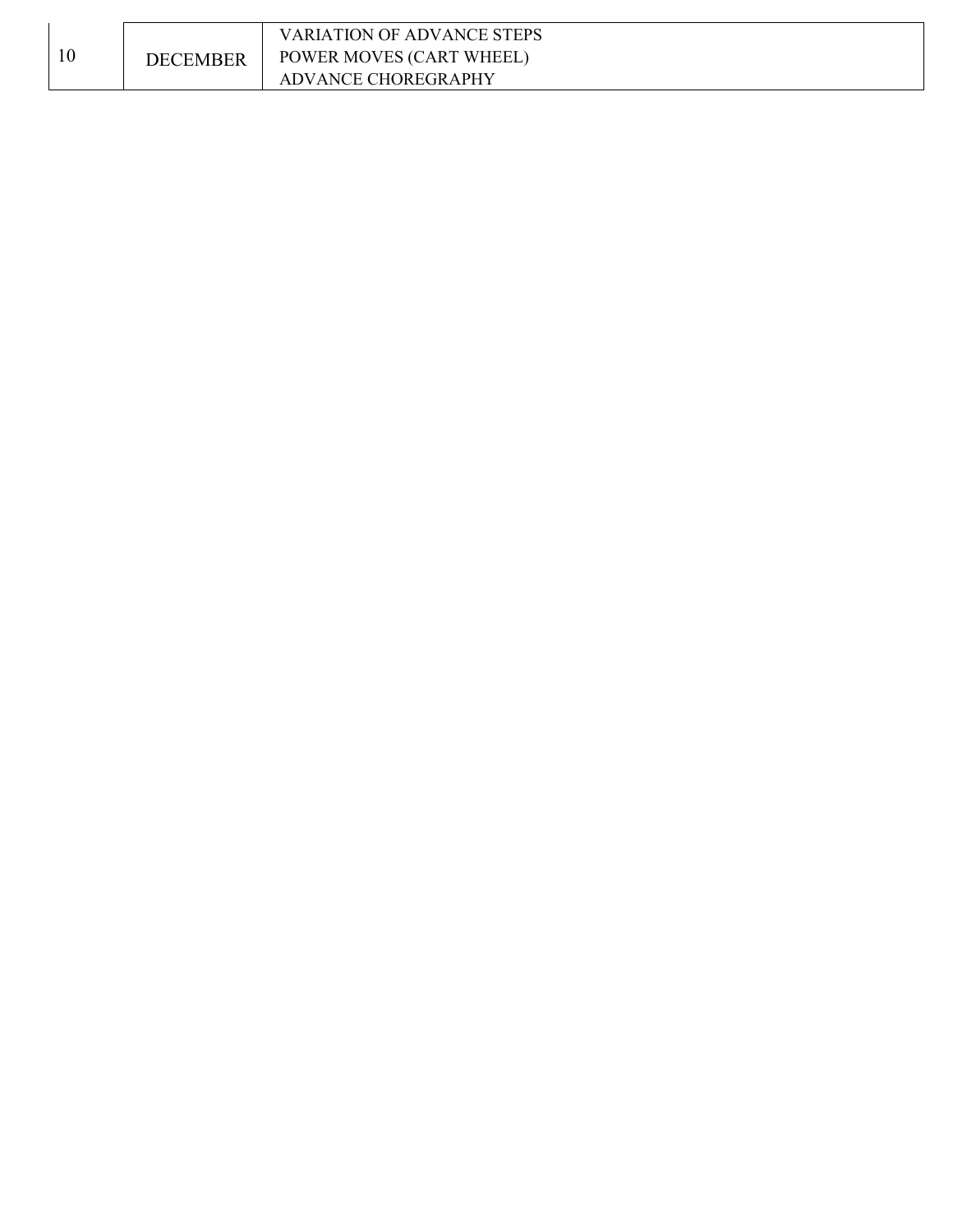| 10 | DECEMBER | VARIATION OF ADVANCE STEPS<br>POWER MOVES (CART WHEEL)<br>ADVANCE CHOREGRAPHY |
|---|---|---|